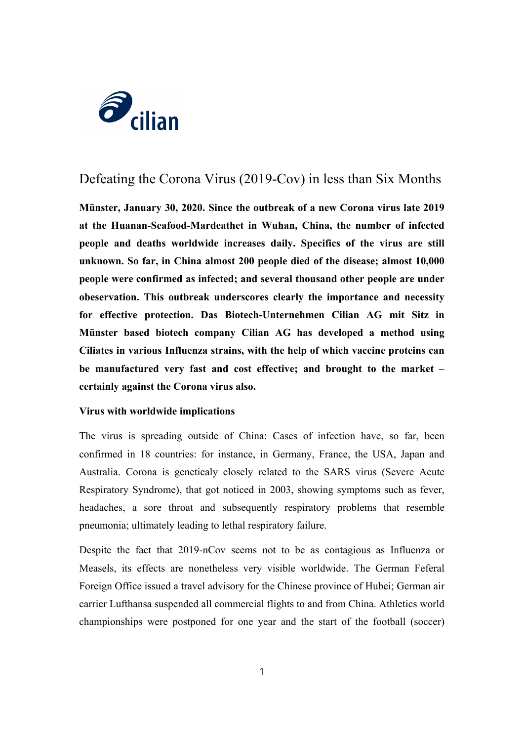cilian

# Defeating the Corona Virus (2019-Cov) in less than Six Months

**Münster, January 30, 2020. Since the outbreak of a new Corona virus late 2019 at the Huanan-Seafood-Mardeathet in Wuhan, China, the number of infected people and deaths worldwide increases daily. Specifics of the virus are still unknown. So far, in China almost 200 people died of the disease; almost 10,000 people were confirmed as infected; and several thousand other people are under obeservation. This outbreak underscores clearly the importance and necessity for effective protection. Das Biotech-Unternehmen Cilian AG mit Sitz in Münster based biotech company Cilian AG has developed a method using Ciliates in various Influenza strains, with the help of which vaccine proteins can be manufactured very fast and cost effective; and brought to the market – certainly against the Corona virus also.**

**Virus with worldwide implications**

The virus is spreading outside of China: Cases of infection have, so far, been confirmed in 18 countries: for instance, in Germany, France, the USA, Japan and Australia. Corona is geneticaly closely related to the SARS virus (Severe Acute Respiratory Syndrome), that got noticed in 2003, showing symptoms such as fever, headaches, a sore throat and subsequently respiratory problems that resemble pneumonia; ultimately leading to lethal respiratory failure.

Despite the fact that 2019-nCov seems not to be as contagious as Influenza or Measels, its effects are nonetheless very visible worldwide. The German Feferal Foreign Office issued a travel advisory for the Chinese province of Hubei; German air carrier Lufthansa suspended all commercial flights to and from China. Athletics world championships were postponed for one year and the start of the football (soccer)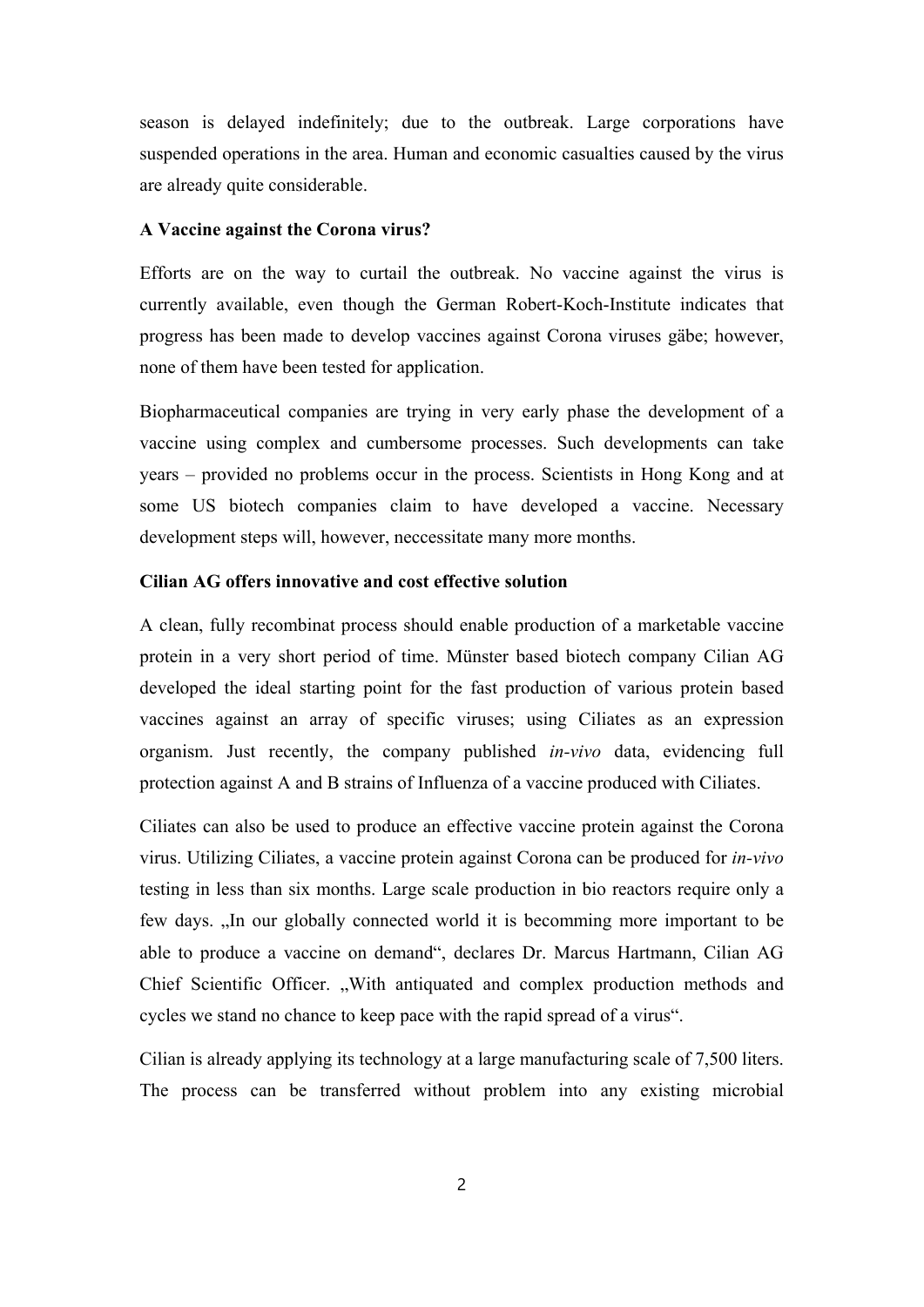season is delayed indefinitely; due to the outbreak. Large corporations have suspended operations in the area. Human and economic casualties caused by the virus are already quite considerable.

**A Vaccine against the Corona virus?**

Efforts are on the way to curtail the outbreak. No vaccine against the virus is currently available, even though the German Robert-Koch-Institute indicates that progress has been made to develop vaccines against Corona viruses gäbe; however, none of them have been tested for application.

Biopharmaceutical companies are trying in very early phase the development of a vaccine using complex and cumbersome processes. Such developments can take years – provided no problems occur in the process. Scientists in Hong Kong and at some US biotech companies claim to have developed a vaccine. Necessary development steps will, however, neccessitate many more months.

**Cilian AG offers innovative and cost effective solution**

A clean, fully recombinat process should enable production of a marketable vaccine protein in a very short period of time. Münster based biotech company Cilian AG developed the ideal starting point for the fast production of various protein based vaccines against an array of specific viruses; using Ciliates as an expression organism. Just recently, the company published *in-vivo* data, evidencing full protection against A and B strains of Influenza of a vaccine produced with Ciliates.

Ciliates can also be used to produce an effective vaccine protein against the Corona virus. Utilizing Ciliates, a vaccine protein against Corona can be produced for *in-vivo* testing in less than six months. Large scale production in bio reactors require only a few days. „In our globally connected world it is becomming more important to be able to produce a vaccine on demand“, declares Dr. Marcus Hartmann, Cilian AG Chief Scientific Officer. „With antiquated and complex production methods and cycles we stand no chance to keep pace with the rapid spread of a virus“.

Cilian is already applying its technology at a large manufacturing scale of 7,500 liters. The process can be transferred without problem into any existing microbial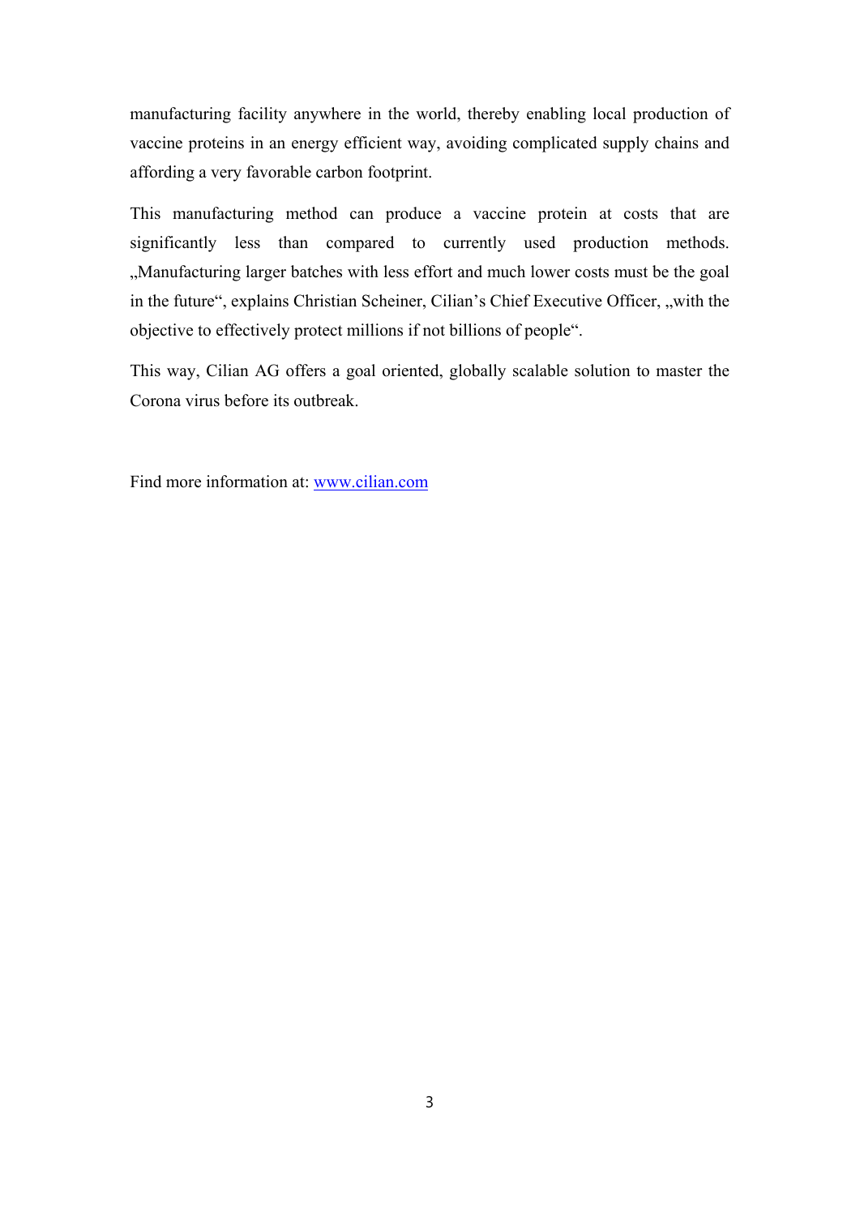manufacturing facility anywhere in the world, thereby enabling local production of vaccine proteins in an energy efficient way, avoiding complicated supply chains and affording a very favorable carbon footprint.

This manufacturing method can produce a vaccine protein at costs that are significantly less than compared to currently used production methods. „Manufacturing larger batches with less effort and much lower costs must be the goal in the future“, explains Christian Scheiner, Cilian’s Chief Executive Officer, „with the objective to effectively protect millions if not billions of people“.

This way, Cilian AG offers a goal oriented, globally scalable solution to master the Corona virus before its outbreak.

Find more information at: [www.cilian.com](http://www.cilian.com)